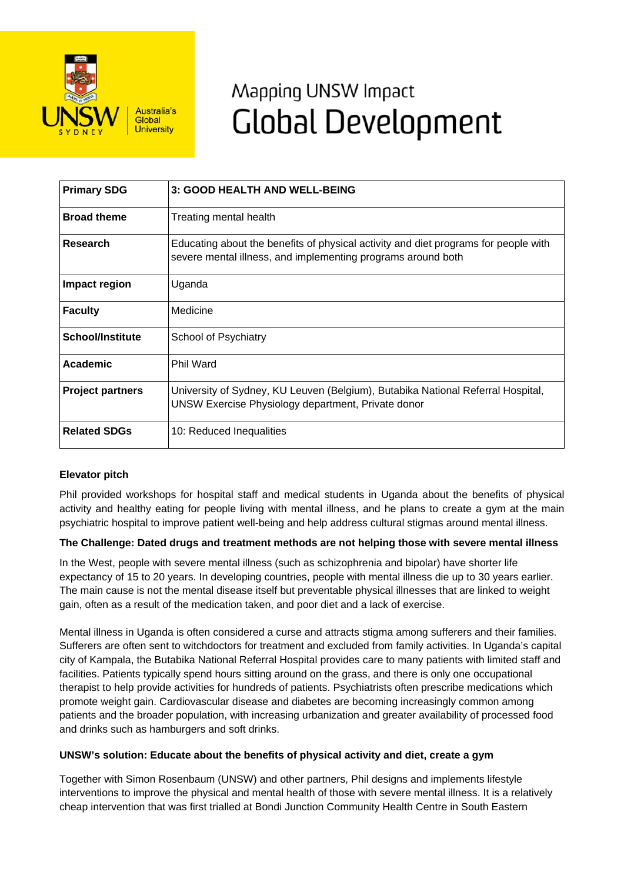# Mapping UNSW Impact
# Global Development

| **Primary SDG** | **3: GOOD HEALTH AND WELL-BEING** |
|---|---|
| **Broad theme** | Treating mental health |
| **Research** | Educating about the benefits of physical activity and diet programs for people with severe mental illness, and implementing programs around both |
| **Impact region** | Uganda |
| **Faculty** | Medicine |
| **School/Institute** | School of Psychiatry |
| **Academic** | Phil Ward |
| **Project partners** | University of Sydney, KU Leuven (Belgium), Butabika National Referral Hospital, UNSW Exercise Physiology department, Private donor |
| **Related SDGs** | 10: Reduced Inequalities |

**Elevator pitch**

Phil provided workshops for hospital staff and medical students in Uganda about the benefits of physical activity and healthy eating for people living with mental illness, and he plans to create a gym at the main psychiatric hospital to improve patient well-being and help address cultural stigmas around mental illness.

**The Challenge: Dated drugs and treatment methods are not helping those with severe mental illness**

In the West, people with severe mental illness (such as schizophrenia and bipolar) have shorter life expectancy of 15 to 20 years. In developing countries, people with mental illness die up to 30 years earlier. The main cause is not the mental disease itself but preventable physical illnesses that are linked to weight gain, often as a result of the medication taken, and poor diet and a lack of exercise.

Mental illness in Uganda is often considered a curse and attracts stigma among sufferers and their families. Sufferers are often sent to witchdoctors for treatment and excluded from family activities. In Uganda's capital city of Kampala, the Butabika National Referral Hospital provides care to many patients with limited staff and facilities. Patients typically spend hours sitting around on the grass, and there is only one occupational therapist to help provide activities for hundreds of patients. Psychiatrists often prescribe medications which promote weight gain. Cardiovascular disease and diabetes are becoming increasingly common among patients and the broader population, with increasing urbanization and greater availability of processed food and drinks such as hamburgers and soft drinks.

**UNSW's solution: Educate about the benefits of physical activity and diet, create a gym**

Together with Simon Rosenbaum (UNSW) and other partners, Phil designs and implements lifestyle interventions to improve the physical and mental health of those with severe mental illness. It is a relatively cheap intervention that was first trialled at Bondi Junction Community Health Centre in South Eastern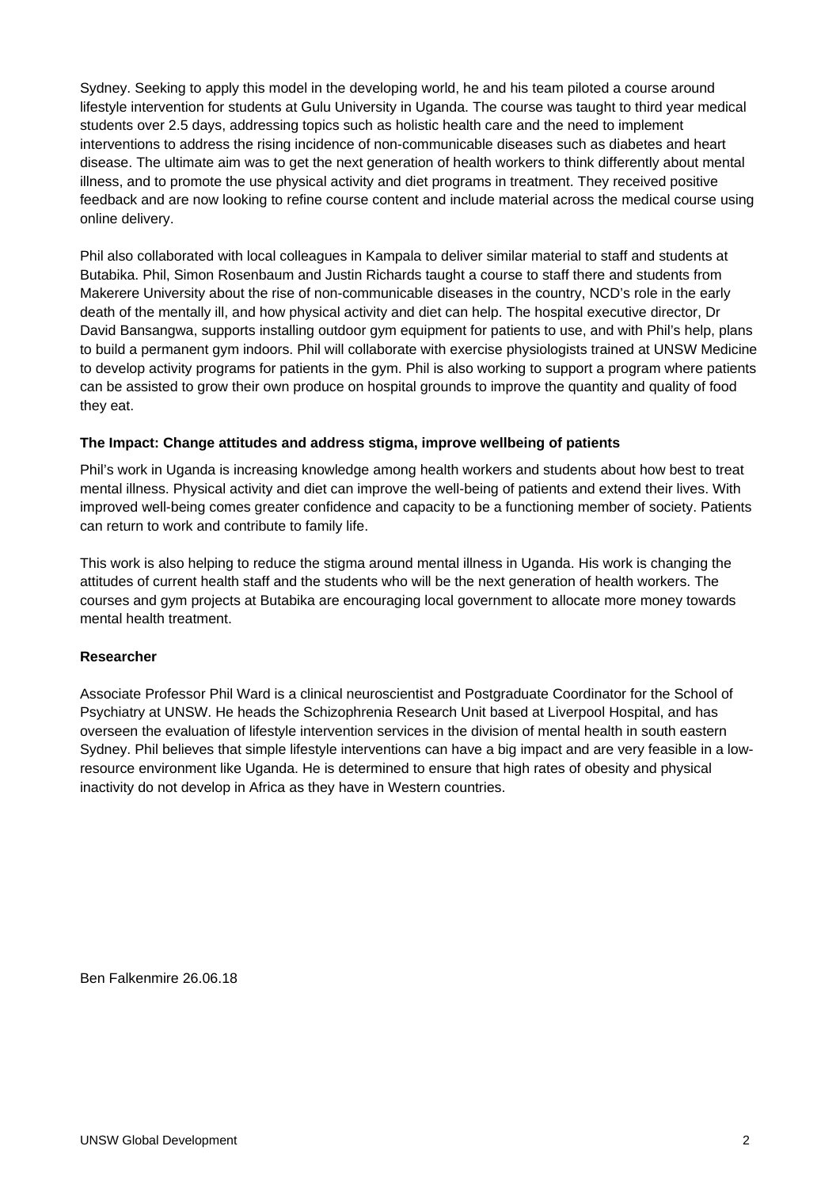Sydney. Seeking to apply this model in the developing world, he and his team piloted a course around lifestyle intervention for students at Gulu University in Uganda. The course was taught to third year medical students over 2.5 days, addressing topics such as holistic health care and the need to implement interventions to address the rising incidence of non-communicable diseases such as diabetes and heart disease. The ultimate aim was to get the next generation of health workers to think differently about mental illness, and to promote the use physical activity and diet programs in treatment. They received positive feedback and are now looking to refine course content and include material across the medical course using online delivery.

Phil also collaborated with local colleagues in Kampala to deliver similar material to staff and students at Butabika. Phil, Simon Rosenbaum and Justin Richards taught a course to staff there and students from Makerere University about the rise of non-communicable diseases in the country, NCD's role in the early death of the mentally ill, and how physical activity and diet can help. The hospital executive director, Dr David Bansangwa, supports installing outdoor gym equipment for patients to use, and with Phil's help, plans to build a permanent gym indoors. Phil will collaborate with exercise physiologists trained at UNSW Medicine to develop activity programs for patients in the gym. Phil is also working to support a program where patients can be assisted to grow their own produce on hospital grounds to improve the quantity and quality of food they eat.

**The Impact: Change attitudes and address stigma, improve wellbeing of patients**

Phil's work in Uganda is increasing knowledge among health workers and students about how best to treat mental illness. Physical activity and diet can improve the well-being of patients and extend their lives. With improved well-being comes greater confidence and capacity to be a functioning member of society. Patients can return to work and contribute to family life.

This work is also helping to reduce the stigma around mental illness in Uganda. His work is changing the attitudes of current health staff and the students who will be the next generation of health workers. The courses and gym projects at Butabika are encouraging local government to allocate more money towards mental health treatment.

**Researcher**

Associate Professor Phil Ward is a clinical neuroscientist and Postgraduate Coordinator for the School of Psychiatry at UNSW. He heads the Schizophrenia Research Unit based at Liverpool Hospital, and has overseen the evaluation of lifestyle intervention services in the division of mental health in south eastern Sydney. Phil believes that simple lifestyle interventions can have a big impact and are very feasible in a low-resource environment like Uganda. He is determined to ensure that high rates of obesity and physical inactivity do not develop in Africa as they have in Western countries.

Ben Falkenmire 26.06.18